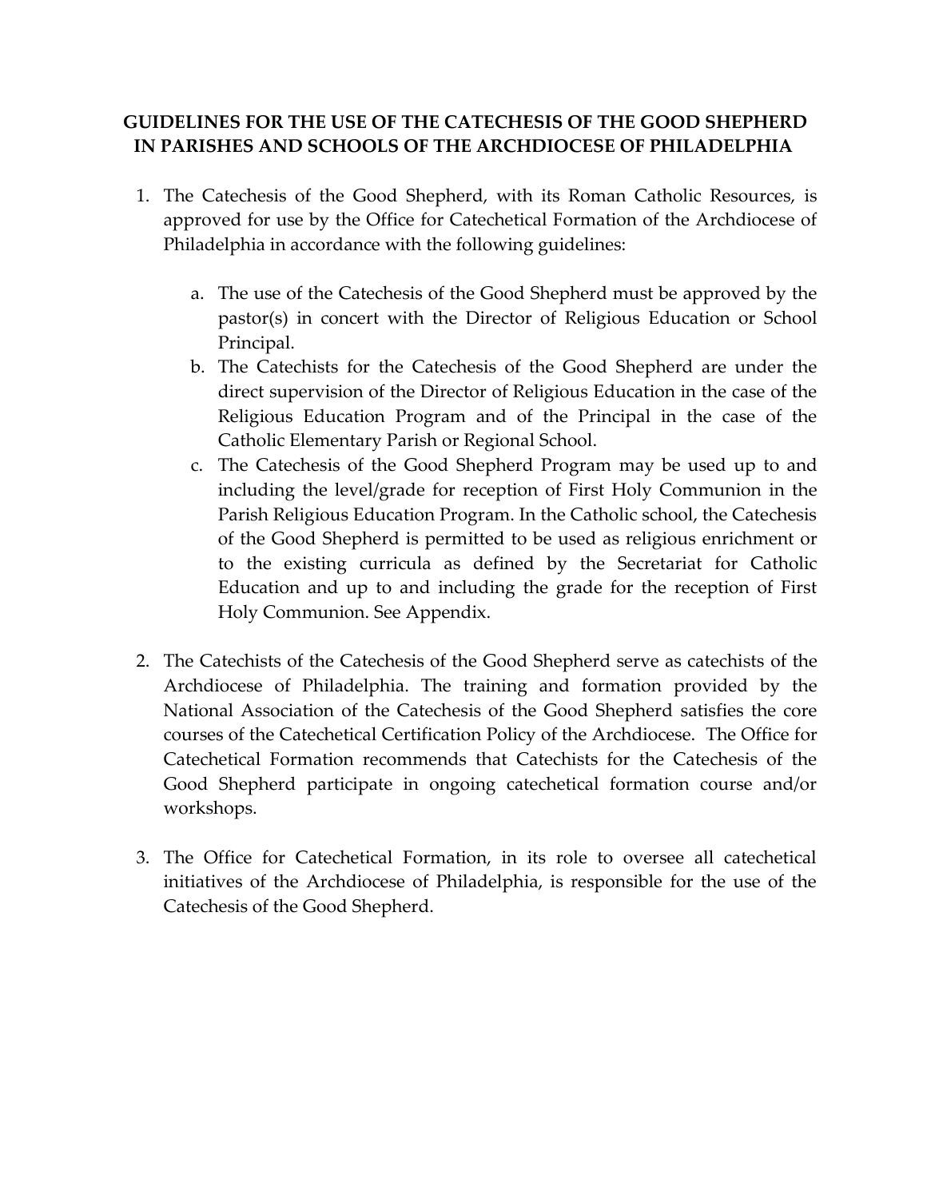**GUIDELINES FOR THE USE OF THE CATECHESIS OF THE GOOD SHEPHERD IN PARISHES AND SCHOOLS OF THE ARCHDIOCESE OF PHILADELPHIA**

1. The Catechesis of the Good Shepherd, with its Roman Catholic Resources, is approved for use by the Office for Catechetical Formation of the Archdiocese of Philadelphia in accordance with the following guidelines:

    a. The use of the Catechesis of the Good Shepherd must be approved by the pastor(s) in concert with the Director of Religious Education or School Principal.
    b. The Catechists for the Catechesis of the Good Shepherd are under the direct supervision of the Director of Religious Education in the case of the Religious Education Program and of the Principal in the case of the Catholic Elementary Parish or Regional School.
    c. The Catechesis of the Good Shepherd Program may be used up to and including the level/grade for reception of First Holy Communion in the Parish Religious Education Program. In the Catholic school, the Catechesis of the Good Shepherd is permitted to be used as religious enrichment or to the existing curricula as defined by the Secretariat for Catholic Education and up to and including the grade for the reception of First Holy Communion. See Appendix.

2. The Catechists of the Catechesis of the Good Shepherd serve as catechists of the Archdiocese of Philadelphia. The training and formation provided by the National Association of the Catechesis of the Good Shepherd satisfies the core courses of the Catechetical Certification Policy of the Archdiocese. The Office for Catechetical Formation recommends that Catechists for the Catechesis of the Good Shepherd participate in ongoing catechetical formation course and/or workshops.

3. The Office for Catechetical Formation, in its role to oversee all catechetical initiatives of the Archdiocese of Philadelphia, is responsible for the use of the Catechesis of the Good Shepherd.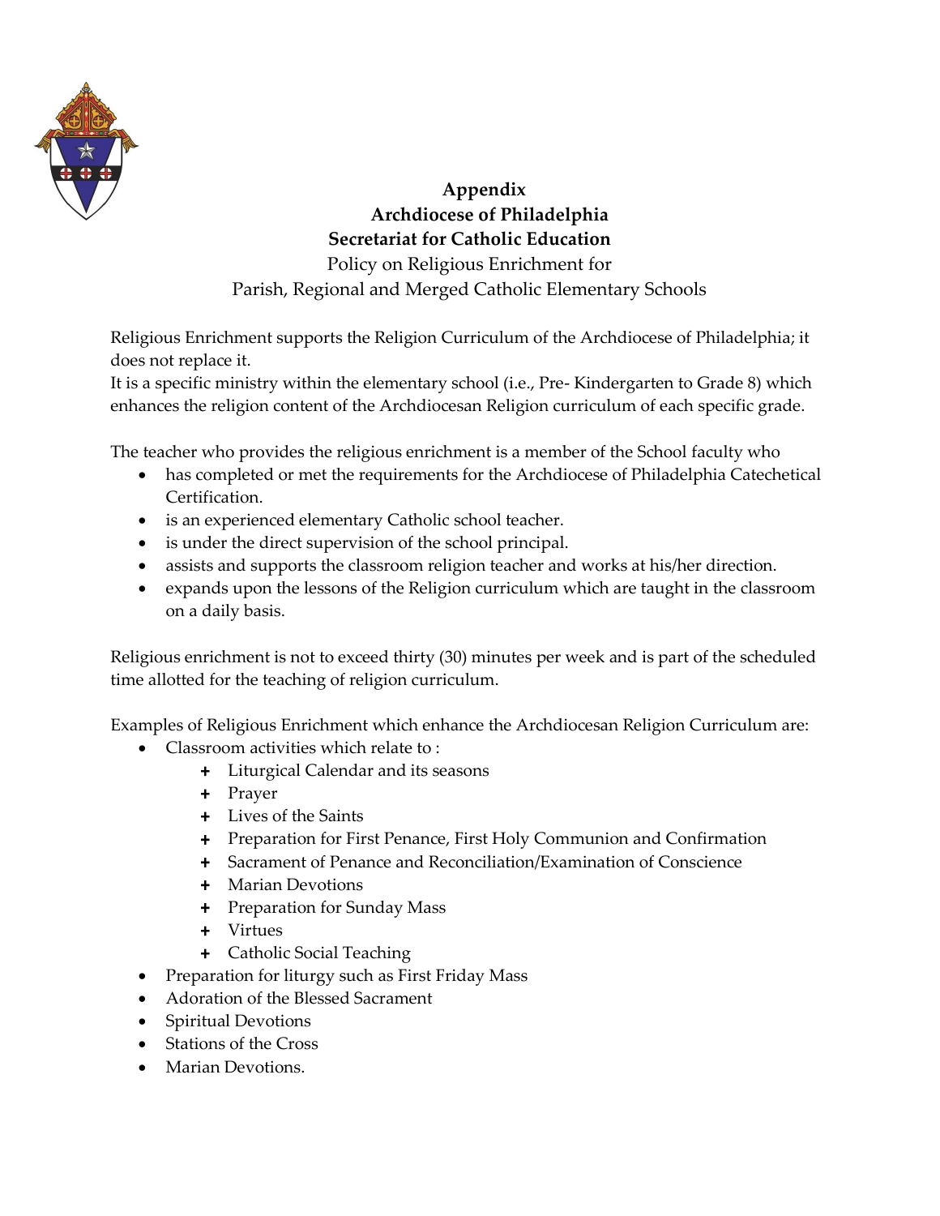# Appendix

## Archdiocese of Philadelphia

## Secretariat for Catholic Education

Policy on Religious Enrichment for

Parish, Regional and Merged Catholic Elementary Schools

Religious Enrichment supports the Religion Curriculum of the Archdiocese of Philadelphia; it does not replace it.

It is a specific ministry within the elementary school (i.e., Pre- Kindergarten to Grade 8) which enhances the religion content of the Archdiocesan Religion curriculum of each specific grade.

The teacher who provides the religious enrichment is a member of the School faculty who

- has completed or met the requirements for the Archdiocese of Philadelphia Catechetical Certification.
- is an experienced elementary Catholic school teacher.
- is under the direct supervision of the school principal.
- assists and supports the classroom religion teacher and works at his/her direction.
- expands upon the lessons of the Religion curriculum which are taught in the classroom on a daily basis.

Religious enrichment is not to exceed thirty (30) minutes per week and is part of the scheduled time allotted for the teaching of religion curriculum.

Examples of Religious Enrichment which enhance the Archdiocesan Religion Curriculum are:

- Classroom activities which relate to :
  - Liturgical Calendar and its seasons
  - Prayer
  - Lives of the Saints
  - Preparation for First Penance, First Holy Communion and Confirmation
  - Sacrament of Penance and Reconciliation/Examination of Conscience
  - Marian Devotions
  - Preparation for Sunday Mass
  - Virtues
  - Catholic Social Teaching
- Preparation for liturgy such as First Friday Mass
- Adoration of the Blessed Sacrament
- Spiritual Devotions
- Stations of the Cross
- Marian Devotions.